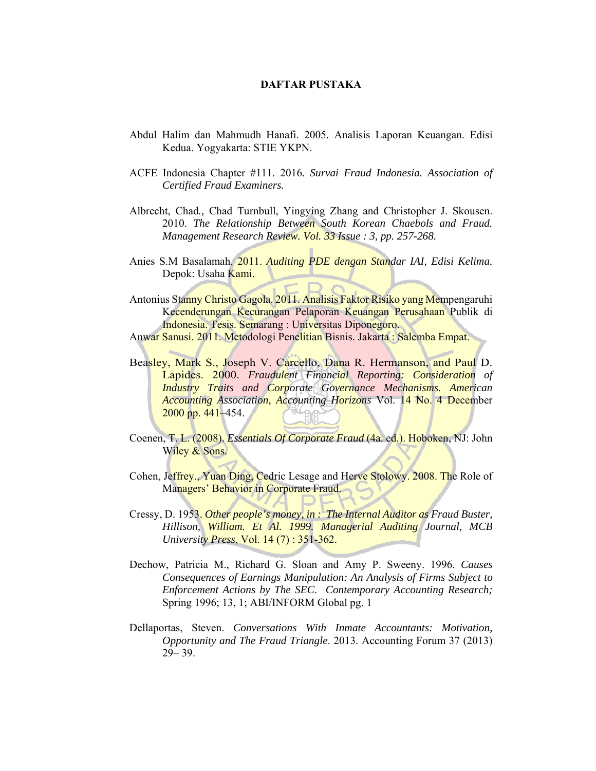# DAFTAR PUSTAKA

Abdul Halim dan Mahmudh Hanafi. 2005. Analisis Laporan Keuangan. Edisi Kedua. Yogyakarta: STIE YKPN.

ACFE Indonesia Chapter #111. 2016. *Survai Fraud Indonesia. Association of Certified Fraud Examiners.*

Albrecht, Chad., Chad Turnbull, Yingying Zhang and Christopher J. Skousen. 2010. *The Relationship Between South Korean Chaebols and Fraud. Management Research Review. Vol. 33 Issue : 3, pp. 257-268.*

Anies S.M Basalamah. 2011. *Auditing PDE dengan Standar IAI, Edisi Kelima.* Depok: Usaha Kami.

Antonius Stanny Christo Gagola. 2011. Analisis Faktor Risiko yang Mempengaruhi Kecenderungan Kecurangan Pelaporan Keuangan Perusahaan Publik di Indonesia. Tesis. Semarang : Universitas Diponegoro.

Anwar Sanusi. 2011. Metodologi Penelitian Bisnis. Jakarta : Salemba Empat.

Beasley, Mark S., Joseph V. Carcello, Dana R. Hermanson, and Paul D. Lapides. 2000. *Fraudulent Financial Reporting: Consideration of Industry Traits and Corporate Governance Mechanisms. American Accounting Association, Accounting Horizons* Vol. 14 No. 4 December 2000 pp. 441–454.

Coenen, T. L. (2008). *Essentials Of Corporate Fraud* (4a. ed.). Hoboken, NJ: John Wiley & Sons.

Cohen, Jeffrey., Yuan Ding, Cedric Lesage and Herve Stolowy. 2008. The Role of Managers' Behavior in Corporate Fraud.

Cressy, D. 1953. *Other people's money, in : The Internal Auditor as Fraud Buster, Hillison, William. Et Al. 1999. Managerial Auditing Journal, MCB University Press,* Vol. 14 (7) : 351-362.

Dechow, Patricia M., Richard G. Sloan and Amy P. Sweeny. 1996. *Causes Consequences of Earnings Manipulation: An Analysis of Firms Subject to Enforcement Actions by The SEC. Contemporary Accounting Research;* Spring 1996; 13, 1; ABI/INFORM Global pg. 1

Dellaportas, Steven. *Conversations With Inmate Accountants: Motivation, Opportunity and The Fraud Triangle*. 2013. Accounting Forum 37 (2013) 29– 39.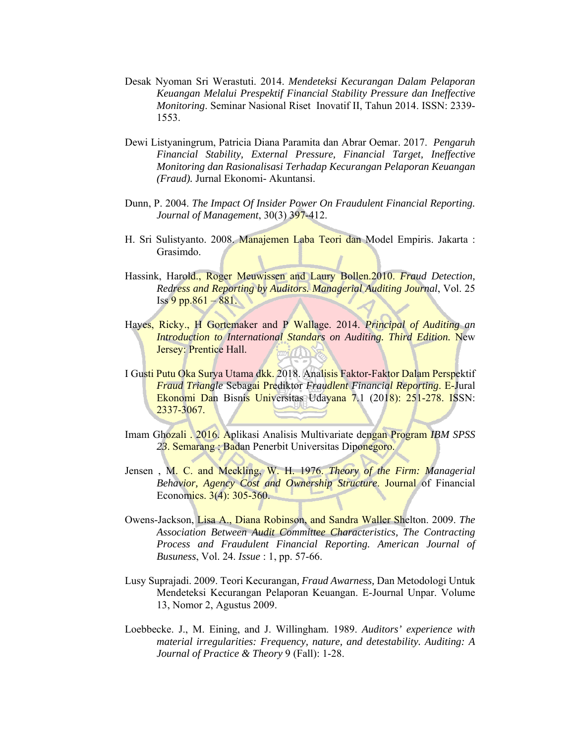Desak Nyoman Sri Werastuti. 2014. *Mendeteksi Kecurangan Dalam Pelaporan Keuangan Melalui Prespektif Financial Stability Pressure dan Ineffective Monitoring*. Seminar Nasional Riset Inovatif II, Tahun 2014. ISSN: 2339-1553.

Dewi Listyaningrum, Patricia Diana Paramita dan Abrar Oemar. 2017. *Pengaruh Financial Stability, External Pressure, Financial Target, Ineffective Monitoring dan Rasionalisasi Terhadap Kecurangan Pelaporan Keuangan (Fraud).* Jurnal Ekonomi- Akuntansi.

Dunn, P. 2004. *The Impact Of Insider Power On Fraudulent Financial Reporting. Journal of Management*, 30(3) 397-412.

H. Sri Sulistyanto. 2008. Manajemen Laba Teori dan Model Empiris. Jakarta : Grasimdo.

Hassink, Harold., Roger Meuwissen and Laury Bollen.2010. *Fraud Detection, Redress and Reporting by Auditors. Managerial Auditing Journal*, Vol. 25 Iss 9 pp.861 – 881.

Hayes, Ricky., H Gortemaker and P Wallage. 2014. *Principal of Auditing an Introduction to International Standars on Auditing. Third Edition.* New Jersey: Prentice Hall.

I Gusti Putu Oka Surya Utama dkk. 2018. Analisis Faktor-Faktor Dalam Perspektif *Fraud Triangle* Sebagai Prediktor *Fraudlent Financial Reporting*. E-Jural Ekonomi Dan Bisnis Universitas Udayana 7.1 (2018): 251-278. ISSN: 2337-3067.

Imam Ghozali . 2016. Aplikasi Analisis Multivariate dengan Program *IBM SPSS 23*. Semarang : Badan Penerbit Universitas Diponegoro.

Jensen , M. C. and Meckling, W. H. 1976. *Theory of the Firm: Managerial Behavior, Agency Cost and Ownership Structure*. Journal of Financial Economics. 3(4): 305-360.

Owens-Jackson, Lisa A., Diana Robinson, and Sandra Waller Shelton. 2009. *The Association Between Audit Committee Characteristics, The Contracting Process and Fraudulent Financial Reporting. American Journal of Busuness*, Vol. 24. *Issue* : 1, pp. 57-66.

Lusy Suprajadi. 2009. Teori Kecurangan, *Fraud Awarness,* Dan Metodologi Untuk Mendeteksi Kecurangan Pelaporan Keuangan. E-Journal Unpar. Volume 13, Nomor 2, Agustus 2009.

Loebbecke. J., M. Eining, and J. Willingham. 1989. *Auditors' experience with material irregularities: Frequency, nature, and detestability. Auditing: A Journal of Practice & Theory* 9 (Fall): 1-28.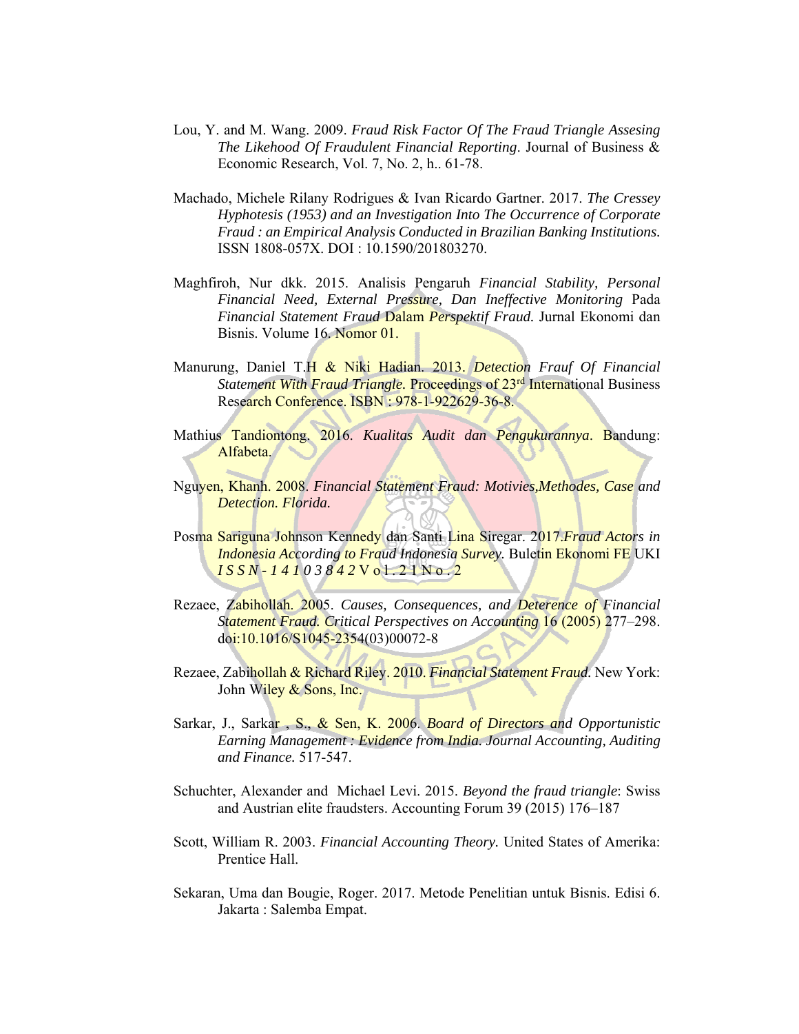Lou, Y. and M. Wang. 2009. *Fraud Risk Factor Of The Fraud Triangle Assesing The Likehood Of Fraudulent Financial Reporting*. Journal of Business & Economic Research, Vol. 7, No. 2, h.. 61-78.

Machado, Michele Rilany Rodrigues & Ivan Ricardo Gartner. 2017. *The Cressey Hyphotesis (1953) and an Investigation Into The Occurrence of Corporate Fraud : an Empirical Analysis Conducted in Brazilian Banking Institutions.* ISSN 1808-057X. DOI : 10.1590/201803270.

Maghfiroh, Nur dkk. 2015. Analisis Pengaruh *Financial Stability, Personal Financial Need, External Pressure, Dan Ineffective Monitoring* Pada *Financial Statement Fraud* Dalam *Perspektif Fraud.* Jurnal Ekonomi dan Bisnis. Volume 16. Nomor 01.

Manurung, Daniel T.H & Niki Hadian. 2013. *Detection Frauf Of Financial Statement With Fraud Triangle.* Proceedings of 23rd International Business Research Conference. ISBN : 978-1-922629-36-8.

Mathius Tandiontong. 2016. *Kualitas Audit dan Pengukurannya*. Bandung: Alfabeta.

Nguyen, Khanh. 2008. *Financial Statement Fraud: Motivies,Methodes, Case and Detection. Florida.*

Posma Sariguna Johnson Kennedy dan Santi Lina Siregar. 2017.*Fraud Actors in Indonesia According to Fraud Indonesia Survey.* Buletin Ekonomi FE UKI *ISSN-14103842* Vol.21No.2

Rezaee, Zabihollah. 2005. *Causes, Consequences, and Deterence of Financial Statement Fraud. Critical Perspectives on Accounting* 16 (2005) 277–298. doi:10.1016/S1045-2354(03)00072-8

Rezaee, Zabihollah & Richard Riley. 2010. *Financial Statement Fraud.* New York: John Wiley & Sons, Inc.

Sarkar, J., Sarkar , S., & Sen, K. 2006. *Board of Directors and Opportunistic Earning Management : Evidence from India. Journal Accounting, Auditing and Finance.* 517-547.

Schuchter, Alexander and Michael Levi. 2015. *Beyond the fraud triangle*: Swiss and Austrian elite fraudsters. Accounting Forum 39 (2015) 176–187

Scott, William R. 2003. *Financial Accounting Theory.* United States of Amerika: Prentice Hall.

Sekaran, Uma dan Bougie, Roger. 2017. Metode Penelitian untuk Bisnis. Edisi 6. Jakarta : Salemba Empat.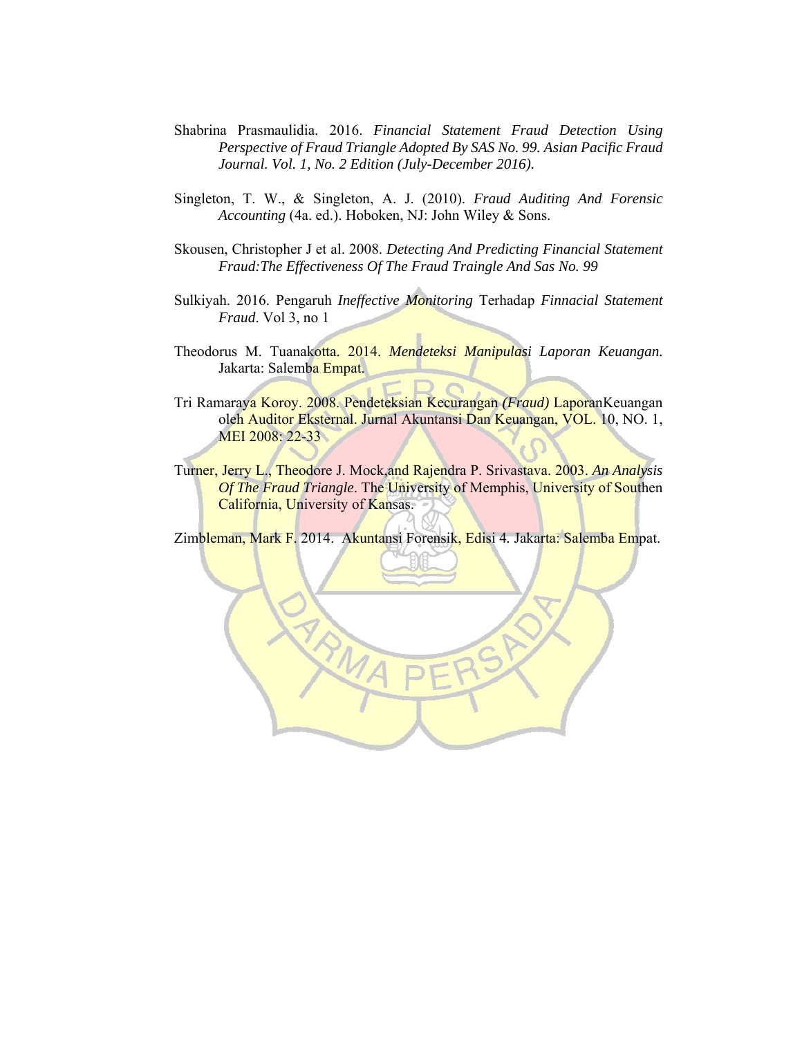Shabrina Prasmaulidia. 2016. *Financial Statement Fraud Detection Using Perspective of Fraud Triangle Adopted By SAS No. 99. Asian Pacific Fraud Journal. Vol. 1, No. 2 Edition (July-December 2016).*

Singleton, T. W., & Singleton, A. J. (2010). *Fraud Auditing And Forensic Accounting* (4a. ed.). Hoboken, NJ: John Wiley & Sons.

Skousen, Christopher J et al. 2008. *Detecting And Predicting Financial Statement Fraud:The Effectiveness Of The Fraud Traingle And Sas No. 99*

Sulkiyah. 2016. Pengaruh *Ineffective Monitoring* Terhadap *Finnacial Statement Fraud*. Vol 3, no 1

Theodorus M. Tuanakotta. 2014. *Mendeteksi Manipulasi Laporan Keuangan.* Jakarta: Salemba Empat.

Tri Ramaraya Koroy. 2008. Pendeteksian Kecurangan *(Fraud)* LaporanKeuangan oleh Auditor Eksternal. Jurnal Akuntansi Dan Keuangan, VOL. 10, NO. 1, MEI 2008: 22-33

Turner, Jerry L., Theodore J. Mock,and Rajendra P. Srivastava. 2003. *An Analysis Of The Fraud Triangle*. The University of Memphis, University of Southen California, University of Kansas.

Zimbleman, Mark F. 2014. Akuntansi Forensik, Edisi 4. Jakarta: Salemba Empat.